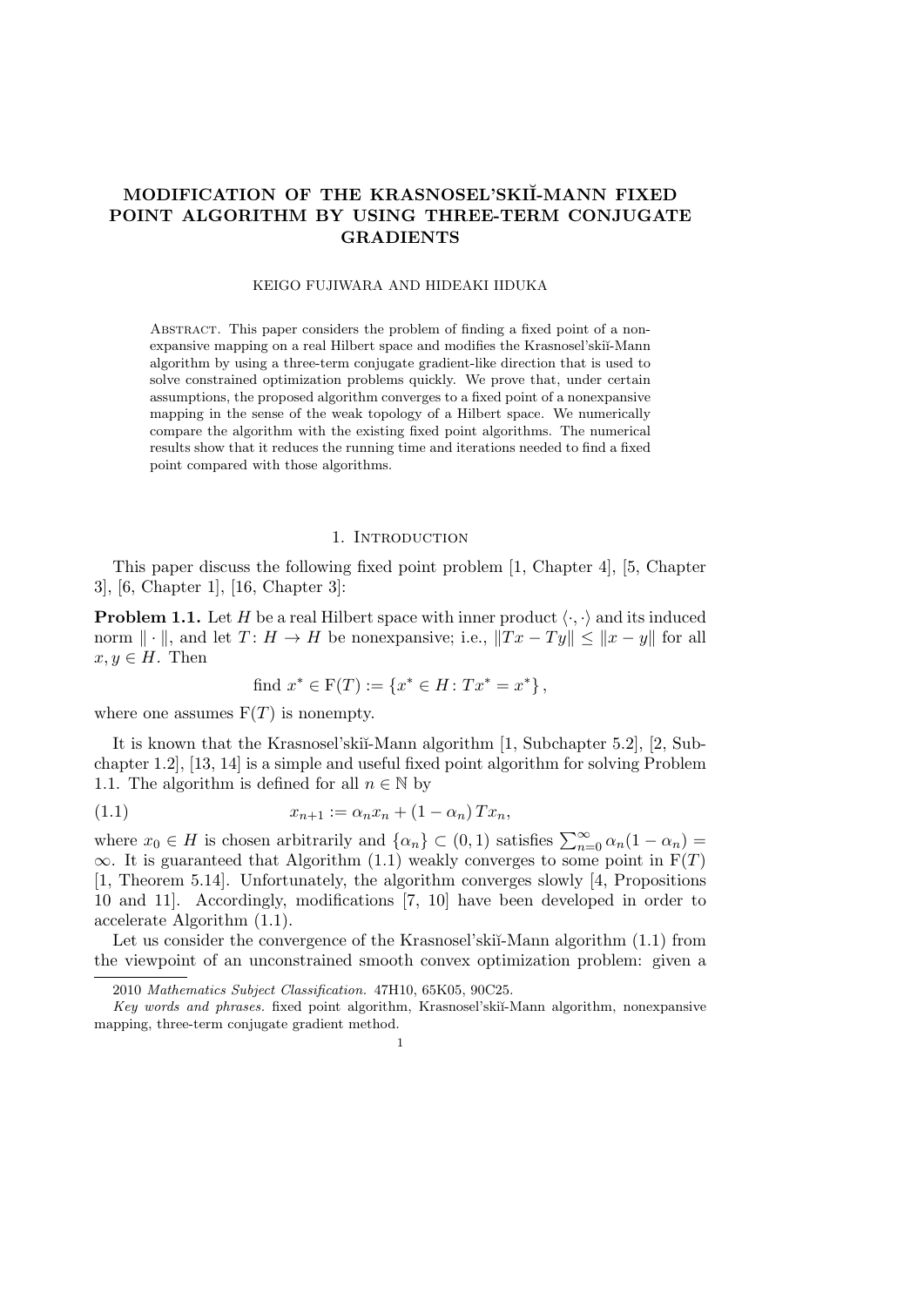# MODIFICATION OF THE KRASNOSEL'SKIĬ-MANN FIXED POINT ALGORITHM BY USING THREE-TERM CONJUGATE GRADIENTS

KEIGO FUJIWARA AND HIDEAKI IIDUKA

Abstract. This paper considers the problem of finding a fixed point of a nonexpansive mapping on a real Hilbert space and modifies the Krasnosel'skiĭ-Mann algorithm by using a three-term conjugate gradient-like direction that is used to solve constrained optimization problems quickly. We prove that, under certain assumptions, the proposed algorithm converges to a fixed point of a nonexpansive mapping in the sense of the weak topology of a Hilbert space. We numerically compare the algorithm with the existing fixed point algorithms. The numerical results show that it reduces the running time and iterations needed to find a fixed point compared with those algorithms.

## 1. Introduction

This paper discuss the following fixed point problem [1, Chapter 4], [5, Chapter 3], [6, Chapter 1], [16, Chapter 3]:

**Problem 1.1.** Let $H$ be a real Hilbert space with inner product $\langle \cdot, \cdot \rangle$ and its induced norm $\| \cdot \|$, and let $T \colon H \to H$ be nonexpansive; i.e., $\|Tx - Ty\| \leq \|x - y\|$ for all $x, y \in H$. Then

$$\text{find } x^* \in \mathrm{F}(T) := \{x^* \in H \colon Tx^* = x^*\},$$

where one assumes $\mathrm{F}(T)$ is nonempty.

It is known that the Krasnosel'skiĭ-Mann algorithm [1, Subchapter 5.2], [2, Subchapter 1.2], [13, 14] is a simple and useful fixed point algorithm for solving Problem 1.1. The algorithm is defined for all $n \in \mathbb{N}$ by

$$x_{n+1} := \alpha_n x_n + (1 - \alpha_n) Tx_n, \tag{1.1}$$

where $x_0 \in H$ is chosen arbitrarily and $\{\alpha_n\} \subset (0, 1)$ satisfies $\sum_{n=0}^{\infty} \alpha_n (1 - \alpha_n) = \infty$. It is guaranteed that Algorithm (1.1) weakly converges to some point in $\mathrm{F}(T)$ [1, Theorem 5.14]. Unfortunately, the algorithm converges slowly [4, Propositions 10 and 11]. Accordingly, modifications [7, 10] have been developed in order to accelerate Algorithm (1.1).

Let us consider the convergence of the Krasnosel'skiĭ-Mann algorithm (1.1) from the viewpoint of an unconstrained smooth convex optimization problem: given a

---

2010 *Mathematics Subject Classification.* 47H10, 65K05, 90C25.

*Key words and phrases.* fixed point algorithm, Krasnosel'skiĭ-Mann algorithm, nonexpansive mapping, three-term conjugate gradient method.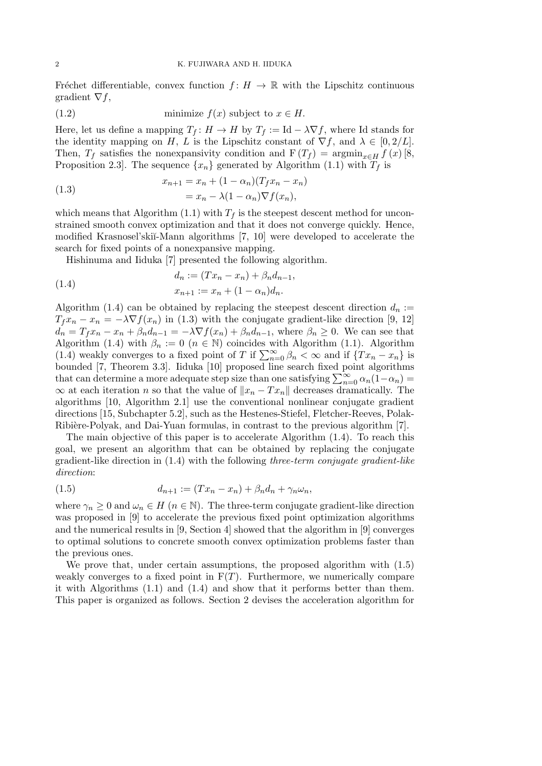Fréchet differentiable, convex function $f\colon H \to \mathbb{R}$ with the Lipschitz continuous gradient $\nabla f$,

$$\text{minimize } f(x) \text{ subject to } x \in H. \tag{1.2}$$

Here, let us define a mapping $T_f \colon H \to H$ by $T_f := \mathrm{Id} - \lambda \nabla f$, where Id stands for the identity mapping on $H$, $L$ is the Lipschitz constant of $\nabla f$, and $\lambda \in [0, 2/L]$. Then, $T_f$ satisfies the nonexpansivity condition and $\mathrm{F}(T_f) = \mathrm{argmin}_{x \in H} f(x)$ [8, Proposition 2.3]. The sequence $\{x_n\}$ generated by Algorithm (1.1) with $T_f$ is

$$\begin{aligned} x_{n+1} &= x_n + (1-\alpha_n)(T_f x_n - x_n) \\ &= x_n - \lambda(1-\alpha_n)\nabla f(x_n), \end{aligned} \tag{1.3}$$

which means that Algorithm (1.1) with $T_f$ is the steepest descent method for unconstrained smooth convex optimization and that it does not converge quickly. Hence, modified Krasnosel'skiĭ-Mann algorithms [7, 10] were developed to accelerate the search for fixed points of a nonexpansive mapping.

Hishinuma and Iiduka [7] presented the following algorithm.

$$\begin{aligned} d_n &:= (Tx_n - x_n) + \beta_n d_{n-1}, \\ x_{n+1} &:= x_n + (1-\alpha_n) d_n. \end{aligned} \tag{1.4}$$

Algorithm (1.4) can be obtained by replacing the steepest descent direction $d_n := T_f x_n - x_n = -\lambda \nabla f(x_n)$ in (1.3) with the conjugate gradient-like direction [9, 12] $d_n = T_f x_n - x_n + \beta_n d_{n-1} = -\lambda \nabla f(x_n) + \beta_n d_{n-1}$, where $\beta_n \geq 0$. We can see that Algorithm (1.4) with $\beta_n := 0$ ($n \in \mathbb{N}$) coincides with Algorithm (1.1). Algorithm (1.4) weakly converges to a fixed point of $T$ if $\sum_{n=0}^{\infty} \beta_n < \infty$ and if $\{Tx_n - x_n\}$ is bounded [7, Theorem 3.3]. Iiduka [10] proposed line search fixed point algorithms that can determine a more adequate step size than one satisfying $\sum_{n=0}^{\infty} \alpha_n(1-\alpha_n) = \infty$ at each iteration $n$ so that the value of $\|x_n - Tx_n\|$ decreases dramatically. The algorithms [10, Algorithm 2.1] use the conventional nonlinear conjugate gradient directions [15, Subchapter 5.2], such as the Hestenes-Stiefel, Fletcher-Reeves, Polak-Ribière-Polyak, and Dai-Yuan formulas, in contrast to the previous algorithm [7].

The main objective of this paper is to accelerate Algorithm (1.4). To reach this goal, we present an algorithm that can be obtained by replacing the conjugate gradient-like direction in (1.4) with the following *three-term conjugate gradient-like direction*:

$$d_{n+1} := (Tx_n - x_n) + \beta_n d_n + \gamma_n \omega_n, \tag{1.5}$$

where $\gamma_n \geq 0$ and $\omega_n \in H$ ($n \in \mathbb{N}$). The three-term conjugate gradient-like direction was proposed in [9] to accelerate the previous fixed point optimization algorithms and the numerical results in [9, Section 4] showed that the algorithm in [9] converges to optimal solutions to concrete smooth convex optimization problems faster than the previous ones.

We prove that, under certain assumptions, the proposed algorithm with (1.5) weakly converges to a fixed point in $\mathrm{F}(T)$. Furthermore, we numerically compare it with Algorithms (1.1) and (1.4) and show that it performs better than them. This paper is organized as follows. Section 2 devises the acceleration algorithm for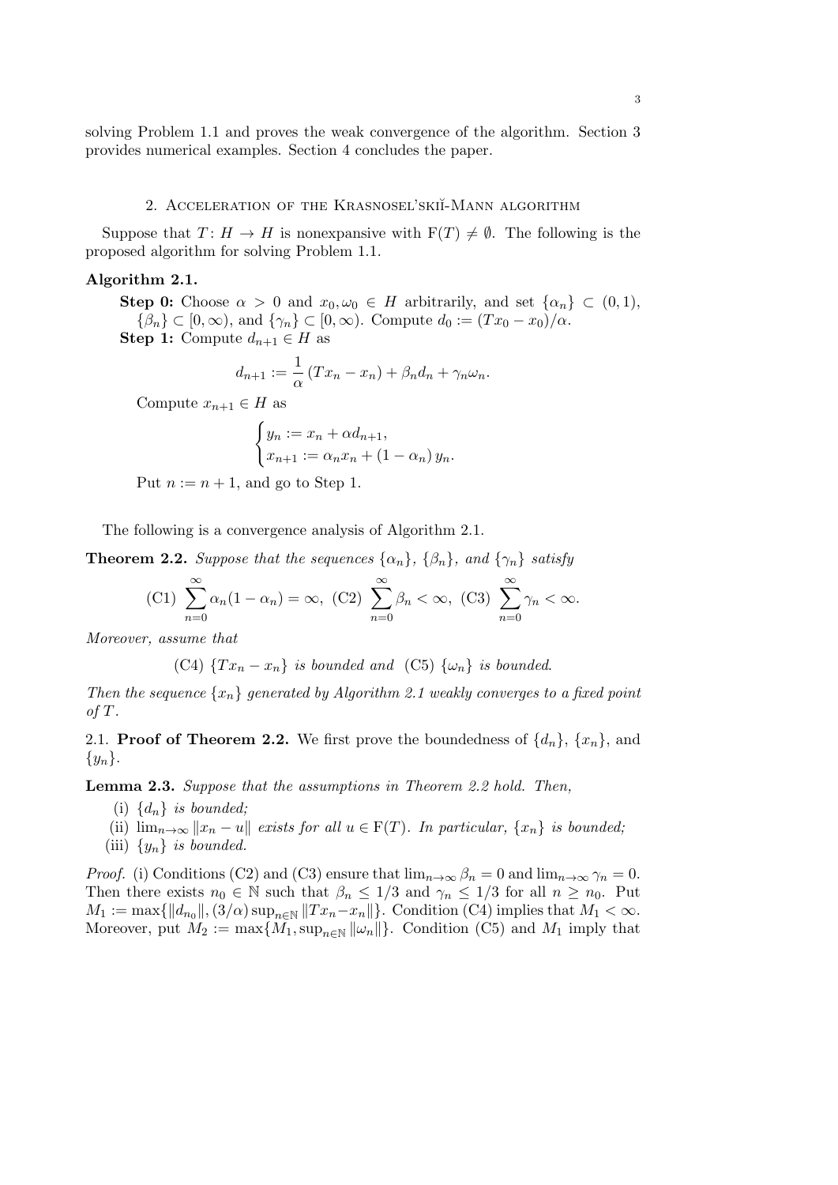solving Problem 1.1 and proves the weak convergence of the algorithm. Section 3 provides numerical examples. Section 4 concludes the paper.

## 2. Acceleration of the Krasnosel'skiĭ-Mann algorithm

Suppose that $T\colon H \to H$ is nonexpansive with $\mathrm{F}(T) \neq \emptyset$. The following is the proposed algorithm for solving Problem 1.1.

**Algorithm 2.1.**

**Step 0:** Choose $\alpha > 0$ and $x_0, \omega_0 \in H$ arbitrarily, and set $\{\alpha_n\} \subset (0,1)$, $\{\beta_n\} \subset [0,\infty)$, and $\{\gamma_n\} \subset [0,\infty)$. Compute $d_0 := (Tx_0 - x_0)/\alpha$.

**Step 1:** Compute $d_{n+1} \in H$ as

$$d_{n+1} := \frac{1}{\alpha}\left(Tx_n - x_n\right) + \beta_n d_n + \gamma_n \omega_n.$$

Compute $x_{n+1} \in H$ as

$$\begin{cases} y_n := x_n + \alpha d_{n+1}, \\ x_{n+1} := \alpha_n x_n + (1-\alpha_n)\, y_n. \end{cases}$$

Put $n := n+1$, and go to Step 1.

The following is a convergence analysis of Algorithm 2.1.

**Theorem 2.2.** *Suppose that the sequences $\{\alpha_n\}$, $\{\beta_n\}$, and $\{\gamma_n\}$ satisfy*

$$\text{(C1)} \ \sum_{n=0}^{\infty} \alpha_n(1-\alpha_n) = \infty, \ \text{(C2)} \ \sum_{n=0}^{\infty} \beta_n < \infty, \ \text{(C3)} \ \sum_{n=0}^{\infty} \gamma_n < \infty.$$

*Moreover, assume that*

*(C4) $\{Tx_n - x_n\}$ is bounded and (C5) $\{\omega_n\}$ is bounded.*

*Then the sequence $\{x_n\}$ generated by Algorithm 2.1 weakly converges to a fixed point of $T$.*

2.1. **Proof of Theorem 2.2.** We first prove the boundedness of $\{d_n\}$, $\{x_n\}$, and $\{y_n\}$.

**Lemma 2.3.** *Suppose that the assumptions in Theorem 2.2 hold. Then,*

(i) *$\{d_n\}$ is bounded;*
(ii) *$\lim_{n\to\infty} \|x_n - u\|$ exists for all $u \in \mathrm{F}(T)$. In particular, $\{x_n\}$ is bounded;*
(iii) *$\{y_n\}$ is bounded.*

*Proof.* (i) Conditions (C2) and (C3) ensure that $\lim_{n\to\infty} \beta_n = 0$ and $\lim_{n\to\infty} \gamma_n = 0$. Then there exists $n_0 \in \mathbb{N}$ such that $\beta_n \leq 1/3$ and $\gamma_n \leq 1/3$ for all $n \geq n_0$. Put $M_1 := \max\{\|d_{n_0}\|, (3/\alpha)\sup_{n\in\mathbb{N}} \|Tx_n - x_n\|\}$. Condition (C4) implies that $M_1 < \infty$. Moreover, put $M_2 := \max\{M_1, \sup_{n\in\mathbb{N}} \|\omega_n\|\}$. Condition (C5) and $M_1$ imply that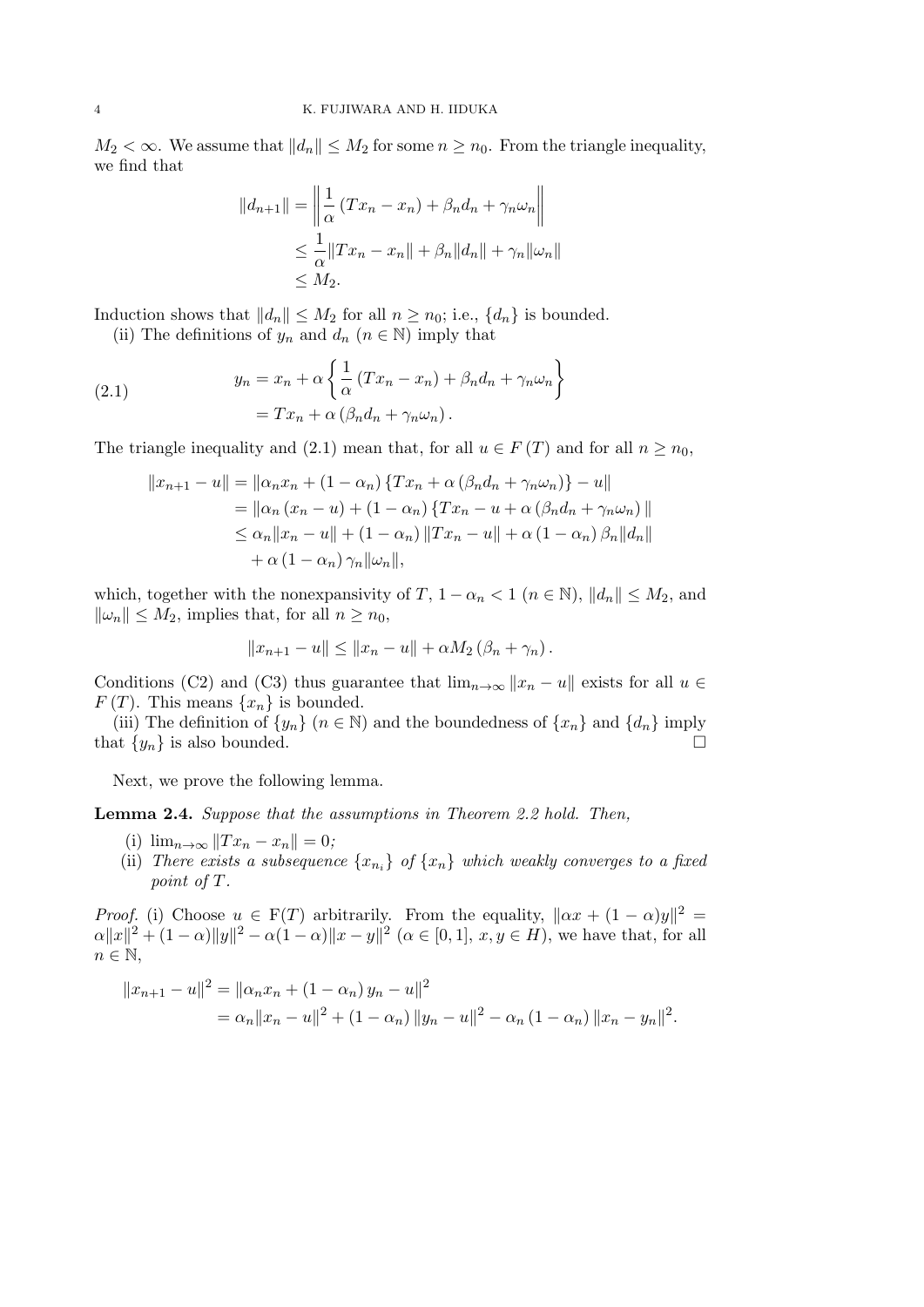$M_2 < \infty$. We assume that $\|d_n\| \leq M_2$ for some $n \geq n_0$. From the triangle inequality, we find that

$$
\begin{aligned}
\|d_{n+1}\| &= \left\| \frac{1}{\alpha} (Tx_n - x_n) + \beta_n d_n + \gamma_n \omega_n \right\| \\
&\leq \frac{1}{\alpha} \|Tx_n - x_n\| + \beta_n \|d_n\| + \gamma_n \|\omega_n\| \\
&\leq M_2.
\end{aligned}
$$

Induction shows that $\|d_n\| \leq M_2$ for all $n \geq n_0$; i.e., $\{d_n\}$ is bounded.

(ii) The definitions of $y_n$ and $d_n$ ($n \in \mathbb{N}$) imply that

$$
\begin{aligned}
y_n &= x_n + \alpha \left\{ \frac{1}{\alpha} (Tx_n - x_n) + \beta_n d_n + \gamma_n \omega_n \right\} \\
&= Tx_n + \alpha (\beta_n d_n + \gamma_n \omega_n).
\end{aligned}
\tag{2.1}
$$

The triangle inequality and (2.1) mean that, for all $u \in F(T)$ and for all $n \geq n_0$,

$$
\begin{aligned}
\|x_{n+1} - u\| &= \|\alpha_n x_n + (1 - \alpha_n) \{Tx_n + \alpha (\beta_n d_n + \gamma_n \omega_n)\} - u\| \\
&= \|\alpha_n (x_n - u) + (1 - \alpha_n) \{Tx_n - u + \alpha (\beta_n d_n + \gamma_n \omega_n)\|\\
&\leq \alpha_n \|x_n - u\| + (1 - \alpha_n) \|Tx_n - u\| + \alpha (1 - \alpha_n) \beta_n \|d_n\| \\
&\quad + \alpha (1 - \alpha_n) \gamma_n \|\omega_n\|,
\end{aligned}
$$

which, together with the nonexpansivity of $T$, $1 - \alpha_n < 1$ ($n \in \mathbb{N}$), $\|d_n\| \leq M_2$, and $\|\omega_n\| \leq M_2$, implies that, for all $n \geq n_0$,

$$
\|x_{n+1} - u\| \leq \|x_n - u\| + \alpha M_2 (\beta_n + \gamma_n).
$$

Conditions (C2) and (C3) thus guarantee that $\lim_{n\to\infty} \|x_n - u\|$ exists for all $u \in F(T)$. This means $\{x_n\}$ is bounded.

(iii) The definition of $\{y_n\}$ ($n \in \mathbb{N}$) and the boundedness of $\{x_n\}$ and $\{d_n\}$ imply that $\{y_n\}$ is also bounded. $\square$

Next, we prove the following lemma.

**Lemma 2.4.** *Suppose that the assumptions in Theorem 2.2 hold. Then,*

(i) $\lim_{n\to\infty} \|Tx_n - x_n\| = 0$;

(ii) *There exists a subsequence $\{x_{n_i}\}$ of $\{x_n\}$ which weakly converges to a fixed point of $T$.*

*Proof.* (i) Choose $u \in \mathrm{F}(T)$ arbitrarily. From the equality, $\|\alpha x + (1 - \alpha) y\|^2 = \alpha \|x\|^2 + (1 - \alpha)\|y\|^2 - \alpha(1 - \alpha)\|x - y\|^2$ ($\alpha \in [0, 1]$, $x, y \in H$), we have that, for all $n \in \mathbb{N}$,

$$
\begin{aligned}
\|x_{n+1} - u\|^2 &= \|\alpha_n x_n + (1 - \alpha_n) y_n - u\|^2 \\
&= \alpha_n \|x_n - u\|^2 + (1 - \alpha_n) \|y_n - u\|^2 - \alpha_n (1 - \alpha_n) \|x_n - y_n\|^2.
\end{aligned}
$$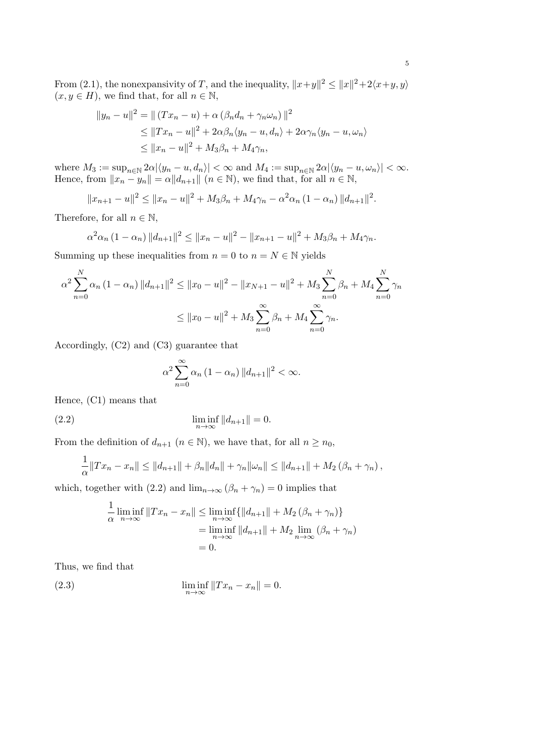From (2.1), the nonexpansivity of $T$, and the inequality, $\|x+y\|^2 \leq \|x\|^2 + 2\langle x+y, y\rangle$ $(x, y \in H)$, we find that, for all $n \in \mathbb{N}$,

$$\begin{aligned}
\|y_n - u\|^2 &= \| (Tx_n - u) + \alpha \left(\beta_n d_n + \gamma_n \omega_n\right) \|^2 \\
&\leq \|Tx_n - u\|^2 + 2\alpha\beta_n \langle y_n - u, d_n\rangle + 2\alpha\gamma_n \langle y_n - u, \omega_n\rangle \\
&\leq \|x_n - u\|^2 + M_3\beta_n + M_4\gamma_n,
\end{aligned}$$

where $M_3 := \sup_{n\in\mathbb{N}} 2\alpha|\langle y_n - u, d_n\rangle| < \infty$ and $M_4 := \sup_{n\in\mathbb{N}} 2\alpha|\langle y_n - u, \omega_n\rangle| < \infty$. Hence, from $\|x_n - y_n\| = \alpha\|d_{n+1}\|$ $(n \in \mathbb{N})$, we find that, for all $n \in \mathbb{N}$,

$$\|x_{n+1} - u\|^2 \leq \|x_n - u\|^2 + M_3\beta_n + M_4\gamma_n - \alpha^2\alpha_n \left(1 - \alpha_n\right) \|d_{n+1}\|^2.$$

Therefore, for all $n \in \mathbb{N}$,

$$\alpha^2\alpha_n \left(1 - \alpha_n\right) \|d_{n+1}\|^2 \leq \|x_n - u\|^2 - \|x_{n+1} - u\|^2 + M_3\beta_n + M_4\gamma_n.$$

Summing up these inequalities from $n = 0$ to $n = N \in \mathbb{N}$ yields

$$\begin{aligned}
\alpha^2 \sum_{n=0}^{N} \alpha_n \left(1 - \alpha_n\right) \|d_{n+1}\|^2 &\leq \|x_0 - u\|^2 - \|x_{N+1} - u\|^2 + M_3 \sum_{n=0}^{N} \beta_n + M_4 \sum_{n=0}^{N} \gamma_n \\
&\leq \|x_0 - u\|^2 + M_3 \sum_{n=0}^{\infty} \beta_n + M_4 \sum_{n=0}^{\infty} \gamma_n.
\end{aligned}$$

Accordingly, (C2) and (C3) guarantee that

$$\alpha^2 \sum_{n=0}^{\infty} \alpha_n \left(1 - \alpha_n\right) \|d_{n+1}\|^2 < \infty.$$

Hence, (C1) means that

$$\liminf_{n\to\infty} \|d_{n+1}\| = 0. \tag{2.2}$$

From the definition of $d_{n+1}$ $(n \in \mathbb{N})$, we have that, for all $n \geq n_0$,

$$\frac{1}{\alpha}\|Tx_n - x_n\| \leq \|d_{n+1}\| + \beta_n\|d_n\| + \gamma_n\|\omega_n\| \leq \|d_{n+1}\| + M_2 \left(\beta_n + \gamma_n\right),$$

which, together with (2.2) and $\lim_{n\to\infty} \left(\beta_n + \gamma_n\right) = 0$ implies that

$$\begin{aligned}
\frac{1}{\alpha} \liminf_{n\to\infty} \|Tx_n - x_n\| &\leq \liminf_{n\to\infty} \{\|d_{n+1}\| + M_2 \left(\beta_n + \gamma_n\right)\} \\
&= \liminf_{n\to\infty} \|d_{n+1}\| + M_2 \lim_{n\to\infty} \left(\beta_n + \gamma_n\right) \\
&= 0.
\end{aligned}$$

Thus, we find that

$$\liminf_{n\to\infty} \|Tx_n - x_n\| = 0. \tag{2.3}$$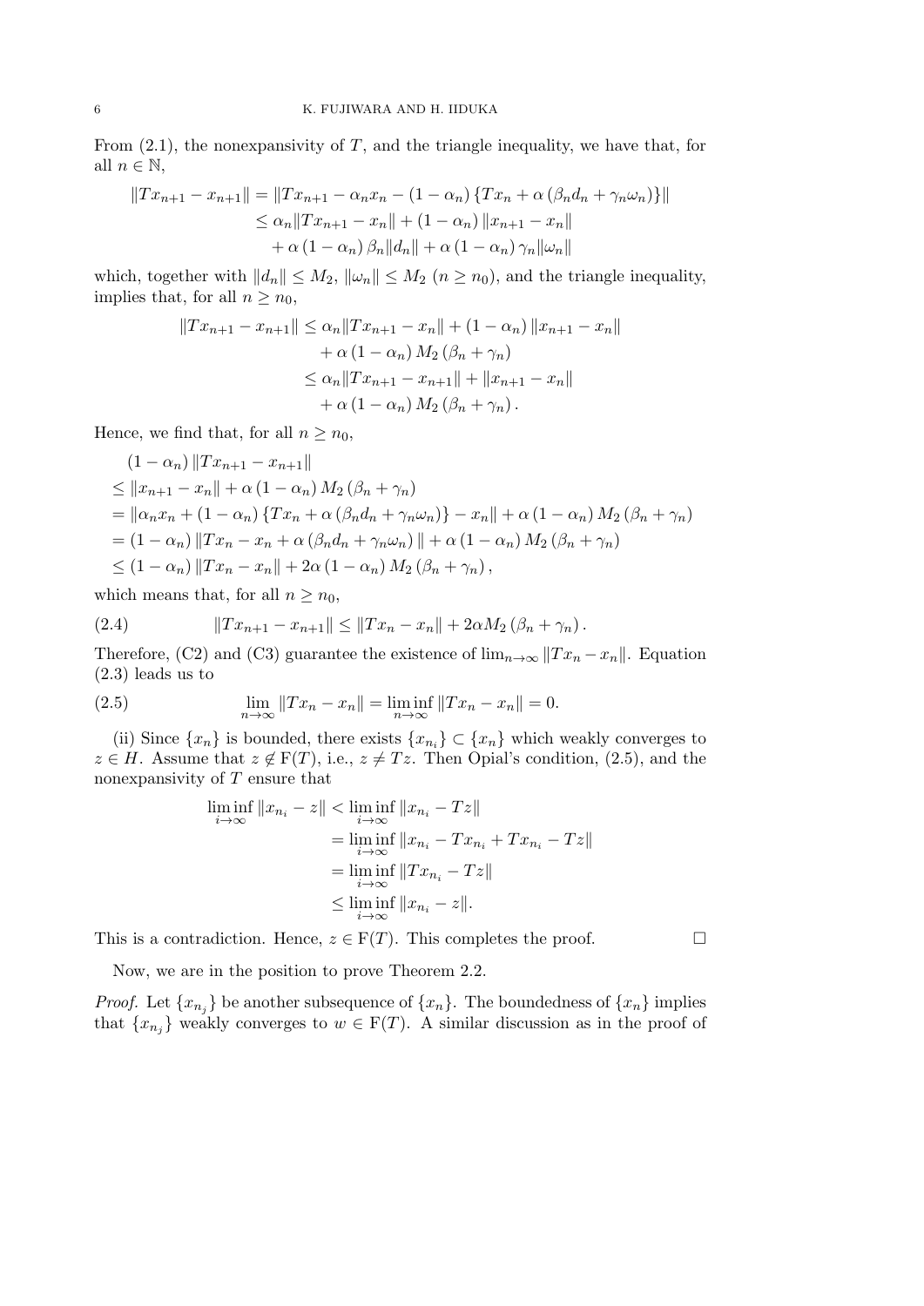From (2.1), the nonexpansivity of $T$, and the triangle inequality, we have that, for all $n \in \mathbb{N}$,

$$
\begin{aligned}
\|Tx_{n+1} - x_{n+1}\| &= \|Tx_{n+1} - \alpha_n x_n - (1-\alpha_n)\{Tx_n + \alpha(\beta_n d_n + \gamma_n \omega_n)\}\| \\
&\leq \alpha_n \|Tx_{n+1} - x_n\| + (1-\alpha_n)\|x_{n+1} - x_n\| \\
&\quad + \alpha(1-\alpha_n)\beta_n \|d_n\| + \alpha(1-\alpha_n)\gamma_n\|\omega_n\|
\end{aligned}
$$

which, together with $\|d_n\| \leq M_2$, $\|\omega_n\| \leq M_2$ $(n \geq n_0)$, and the triangle inequality, implies that, for all $n \geq n_0$,

$$
\begin{aligned}
\|Tx_{n+1} - x_{n+1}\| &\leq \alpha_n \|Tx_{n+1} - x_n\| + (1-\alpha_n)\|x_{n+1} - x_n\| \\
&\quad + \alpha(1-\alpha_n) M_2 (\beta_n + \gamma_n) \\
&\leq \alpha_n \|Tx_{n+1} - x_{n+1}\| + \|x_{n+1} - x_n\| \\
&\quad + \alpha(1-\alpha_n) M_2 (\beta_n + \gamma_n).
\end{aligned}
$$

Hence, we find that, for all $n \geq n_0$,

$$
\begin{aligned}
&(1-\alpha_n)\|Tx_{n+1} - x_{n+1}\| \\
&\leq \|x_{n+1} - x_n\| + \alpha(1-\alpha_n) M_2(\beta_n + \gamma_n) \\
&= \|\alpha_n x_n + (1-\alpha_n)\{Tx_n + \alpha(\beta_n d_n + \gamma_n \omega_n)\} - x_n\| + \alpha(1-\alpha_n)M_2(\beta_n + \gamma_n) \\
&= (1-\alpha_n)\|Tx_n - x_n + \alpha(\beta_n d_n + \gamma_n\omega_n)\| + \alpha(1-\alpha_n)M_2(\beta_n+\gamma_n) \\
&\leq (1-\alpha_n)\|Tx_n - x_n\| + 2\alpha(1-\alpha_n)M_2(\beta_n + \gamma_n),
\end{aligned}
$$

which means that, for all $n \geq n_0$,

$$
\|Tx_{n+1} - x_{n+1}\| \leq \|Tx_n - x_n\| + 2\alpha M_2(\beta_n + \gamma_n). \tag{2.4}
$$

Therefore, (C2) and (C3) guarantee the existence of $\lim_{n\to\infty}\|Tx_n - x_n\|$. Equation (2.3) leads us to

$$
\lim_{n\to\infty}\|Tx_n - x_n\| = \liminf_{n\to\infty}\|Tx_n - x_n\| = 0. \tag{2.5}
$$

(ii) Since $\{x_n\}$ is bounded, there exists $\{x_{n_i}\} \subset \{x_n\}$ which weakly converges to $z \in H$. Assume that $z \notin \mathrm{F}(T)$, i.e., $z \neq Tz$. Then Opial's condition, (2.5), and the nonexpansivity of $T$ ensure that

$$
\begin{aligned}
\liminf_{i\to\infty}\|x_{n_i} - z\| &< \liminf_{i\to\infty}\|x_{n_i} - Tz\| \\
&= \liminf_{i\to\infty}\|x_{n_i} - Tx_{n_i} + Tx_{n_i} - Tz\| \\
&= \liminf_{i\to\infty}\|Tx_{n_i} - Tz\| \\
&\leq \liminf_{i\to\infty}\|x_{n_i} - z\|.
\end{aligned}
$$

This is a contradiction. Hence, $z \in \mathrm{F}(T)$. This completes the proof. □

Now, we are in the position to prove Theorem 2.2.

*Proof.* Let $\{x_{n_j}\}$ be another subsequence of $\{x_n\}$. The boundedness of $\{x_n\}$ implies that $\{x_{n_j}\}$ weakly converges to $w \in \mathrm{F}(T)$. A similar discussion as in the proof of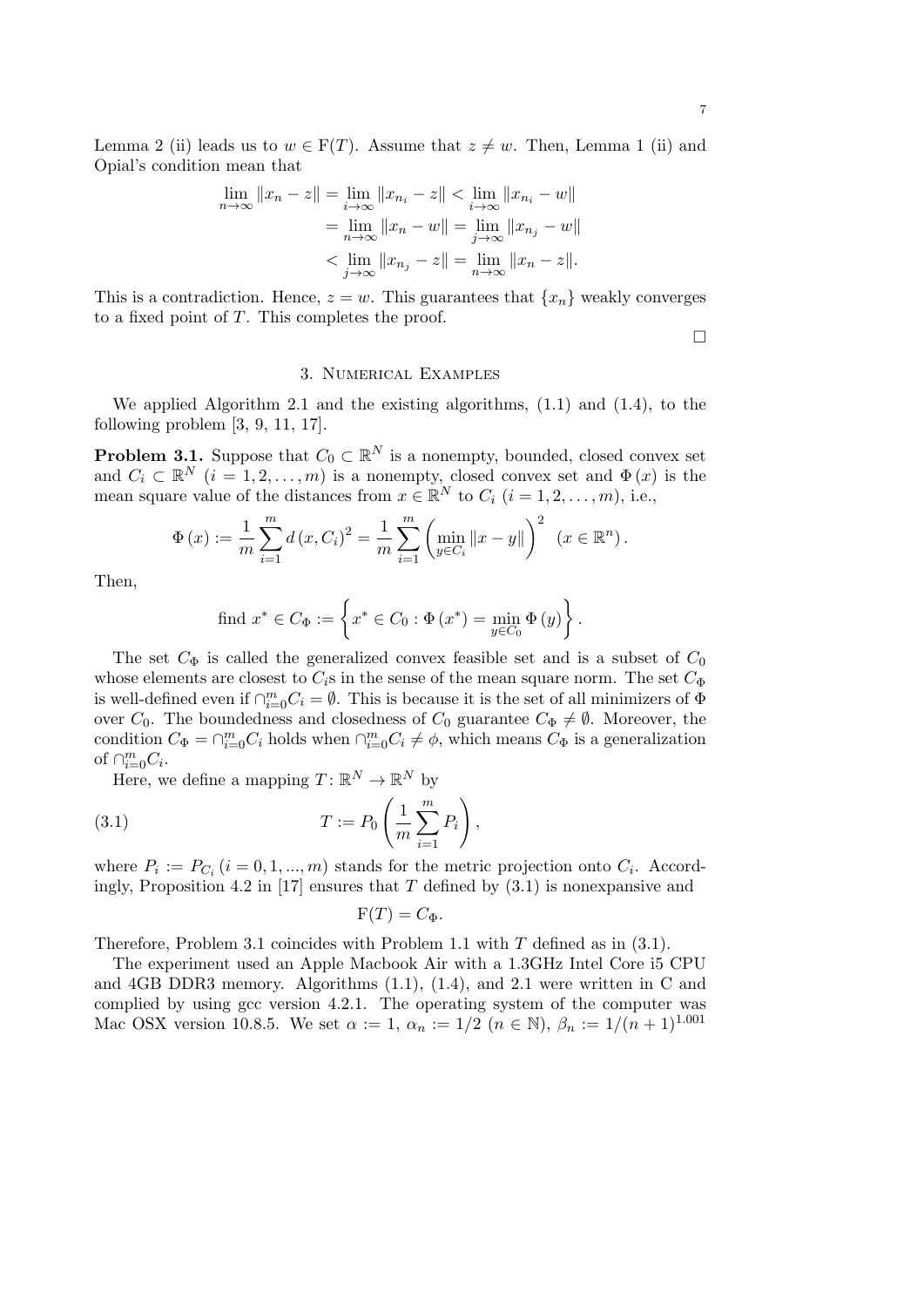Lemma 2 (ii) leads us to $w \in \mathrm{F}(T)$. Assume that $z \neq w$. Then, Lemma 1 (ii) and Opial's condition mean that

$$\begin{aligned}\lim_{n\to\infty} \|x_n - z\| &= \lim_{i\to\infty} \|x_{n_i} - z\| < \lim_{i\to\infty} \|x_{n_i} - w\| \\ &= \lim_{n\to\infty} \|x_n - w\| = \lim_{j\to\infty} \|x_{n_j} - w\| \\ &< \lim_{j\to\infty} \|x_{n_j} - z\| = \lim_{n\to\infty} \|x_n - z\|.\end{aligned}$$

This is a contradiction. Hence, $z = w$. This guarantees that $\{x_n\}$ weakly converges to a fixed point of $T$. This completes the proof.

□

## 3. Numerical Examples

We applied Algorithm 2.1 and the existing algorithms, (1.1) and (1.4), to the following problem [3, 9, 11, 17].

**Problem 3.1.** Suppose that $C_0 \subset \mathbb{R}^N$ is a nonempty, bounded, closed convex set and $C_i \subset \mathbb{R}^N$ $(i = 1, 2, \ldots, m)$ is a nonempty, closed convex set and $\Phi(x)$ is the mean square value of the distances from $x \in \mathbb{R}^N$ to $C_i$ $(i = 1, 2, \ldots, m)$, i.e.,

$$\Phi(x) := \frac{1}{m} \sum_{i=1}^{m} d(x, C_i)^2 = \frac{1}{m} \sum_{i=1}^{m} \left( \min_{y \in C_i} \|x - y\| \right)^2 \quad (x \in \mathbb{R}^n).$$

Then,

$$\text{find } x^* \in C_\Phi := \left\{ x^* \in C_0 : \Phi(x^*) = \min_{y \in C_0} \Phi(y) \right\}.$$

The set $C_\Phi$ is called the generalized convex feasible set and is a subset of $C_0$ whose elements are closest to $C_i$s in the sense of the mean square norm. The set $C_\Phi$ is well-defined even if $\cap_{i=0}^m C_i = \emptyset$. This is because it is the set of all minimizers of $\Phi$ over $C_0$. The boundedness and closedness of $C_0$ guarantee $C_\Phi \neq \emptyset$. Moreover, the condition $C_\Phi = \cap_{i=0}^m C_i$ holds when $\cap_{i=0}^m C_i \neq \phi$, which means $C_\Phi$ is a generalization of $\cap_{i=0}^m C_i$.

Here, we define a mapping $T : \mathbb{R}^N \to \mathbb{R}^N$ by

$$T := P_0 \left( \frac{1}{m} \sum_{i=1}^{m} P_i \right), \tag{3.1}$$

where $P_i := P_{C_i}$ $(i = 0, 1, ..., m)$ stands for the metric projection onto $C_i$. Accordingly, Proposition 4.2 in [17] ensures that $T$ defined by (3.1) is nonexpansive and

$$\mathrm{F}(T) = C_\Phi.$$

Therefore, Problem 3.1 coincides with Problem 1.1 with $T$ defined as in (3.1).

The experiment used an Apple Macbook Air with a 1.3GHz Intel Core i5 CPU and 4GB DDR3 memory. Algorithms (1.1), (1.4), and 2.1 were written in C and complied by using gcc version 4.2.1. The operating system of the computer was Mac OSX version 10.8.5. We set $\alpha := 1$, $\alpha_n := 1/2$ $(n \in \mathbb{N})$, $\beta_n := 1/(n+1)^{1.001}$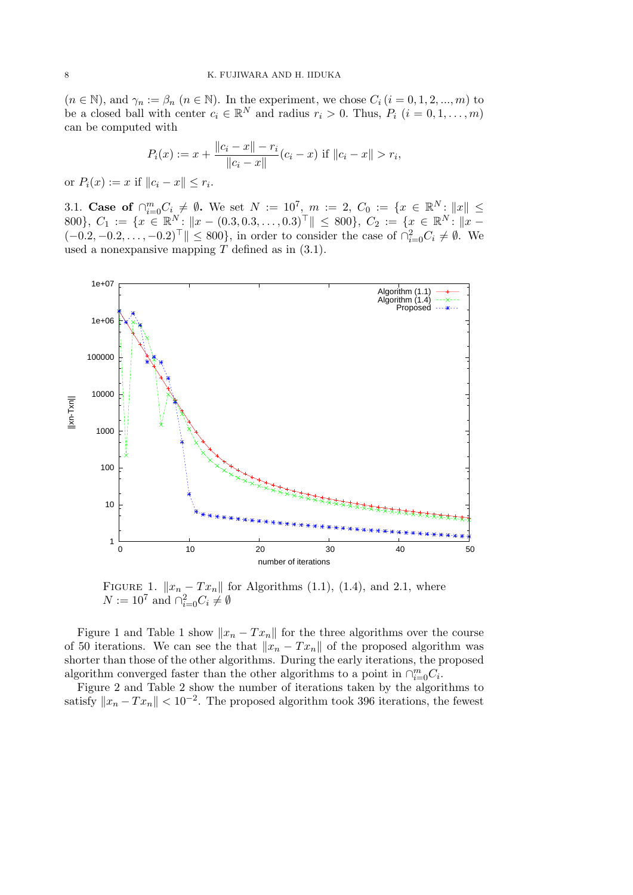($n \in \mathbb{N}$), and $\gamma_n := \beta_n$ ($n \in \mathbb{N}$). In the experiment, we chose $C_i$ ($i = 0, 1, 2, ..., m$) to be a closed ball with center $c_i \in \mathbb{R}^N$ and radius $r_i > 0$. Thus, $P_i$ ($i = 0, 1, \dots, m$) can be computed with

$$P_i(x) := x + \frac{\|c_i - x\| - r_i}{\|c_i - x\|}(c_i - x) \text{ if } \|c_i - x\| > r_i,$$

or $P_i(x) := x$ if $\|c_i - x\| \le r_i$.

3.1. **Case of $\cap_{i=0}^m C_i \neq \emptyset$.** We set $N := 10^7$, $m := 2$, $C_0 := \{x \in \mathbb{R}^N : \|x\| \le 800\}$, $C_1 := \{x \in \mathbb{R}^N : \|x - (0.3, 0.3, \dots, 0.3)^\top\| \le 800\}$, $C_2 := \{x \in \mathbb{R}^N : \|x - (-0.2, -0.2, \dots, -0.2)^\top\| \le 800\}$, in order to consider the case of $\cap_{i=0}^2 C_i \neq \emptyset$. We used a nonexpansive mapping $T$ defined as in (3.1).

FIGURE 1. $\|x_n - Tx_n\|$ for Algorithms (1.1), (1.4), and 2.1, where $N := 10^7$ and $\cap_{i=0}^2 C_i \neq \emptyset$

Figure 1 and Table 1 show $\|x_n - Tx_n\|$ for the three algorithms over the course of 50 iterations. We can see the that $\|x_n - Tx_n\|$ of the proposed algorithm was shorter than those of the other algorithms. During the early iterations, the proposed algorithm converged faster than the other algorithms to a point in $\cap_{i=0}^m C_i$.

Figure 2 and Table 2 show the number of iterations taken by the algorithms to satisfy $\|x_n - Tx_n\| < 10^{-2}$. The proposed algorithm took 396 iterations, the fewest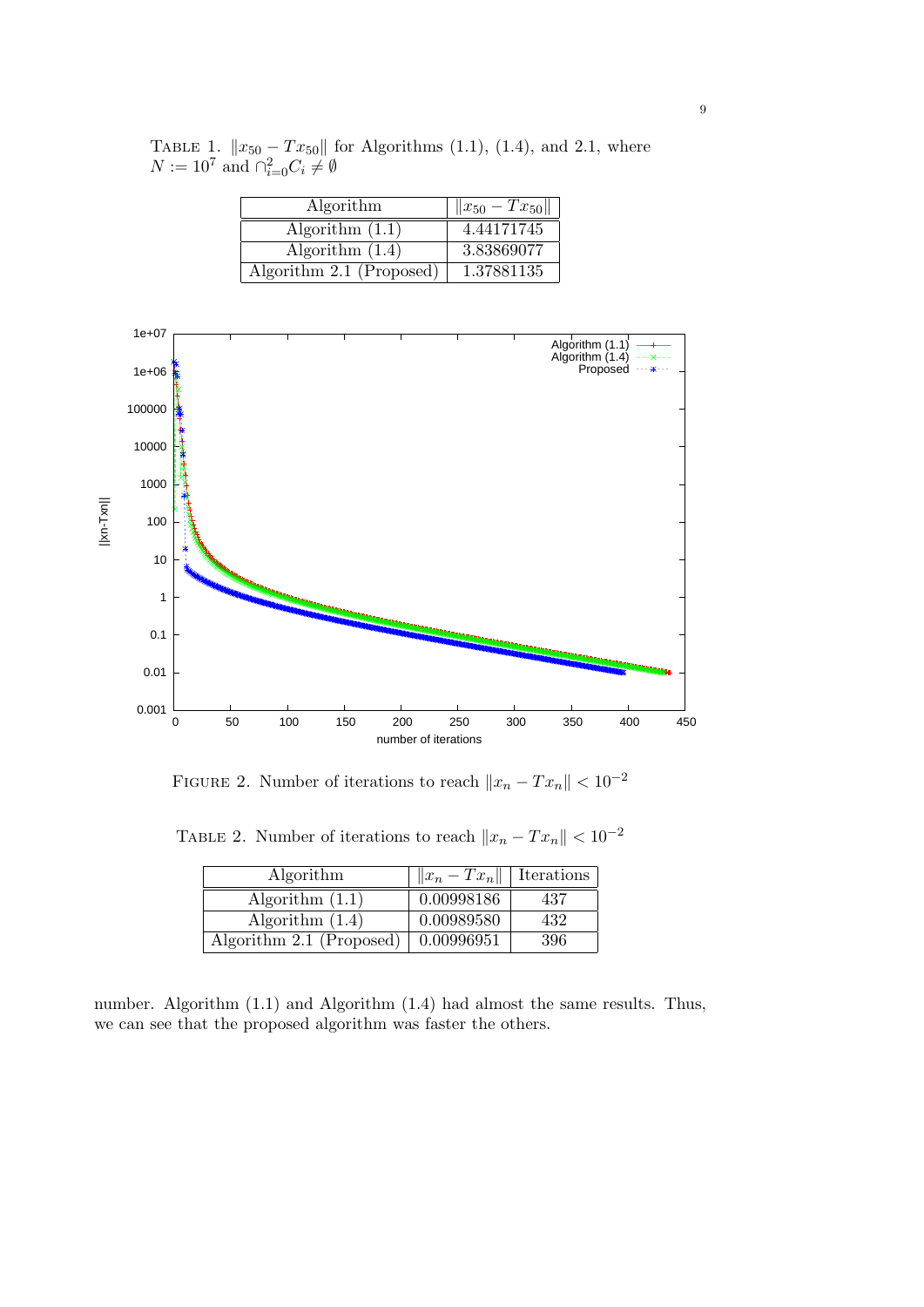Table 1. $\|x_{50} - Tx_{50}\|$ for Algorithms (1.1), (1.4), and 2.1, where $N := 10^7$ and $\cap_{i=0}^{2} C_i \neq \emptyset$

| Algorithm | $\|x_{50} - Tx_{50}\|$ |
|---|---|
| Algorithm (1.1) | 4.44171745 |
| Algorithm (1.4) | 3.83869077 |
| Algorithm 2.1 (Proposed) | 1.37881135 |

Figure 2. Number of iterations to reach $\|x_n - Tx_n\| < 10^{-2}$

Table 2. Number of iterations to reach $\|x_n - Tx_n\| < 10^{-2}$

| Algorithm | $\|x_n - Tx_n\|$ | Iterations |
|---|---|---|
| Algorithm (1.1) | 0.00998186 | 437 |
| Algorithm (1.4) | 0.00989580 | 432 |
| Algorithm 2.1 (Proposed) | 0.00996951 | 396 |

number. Algorithm (1.1) and Algorithm (1.4) had almost the same results. Thus, we can see that the proposed algorithm was faster the others.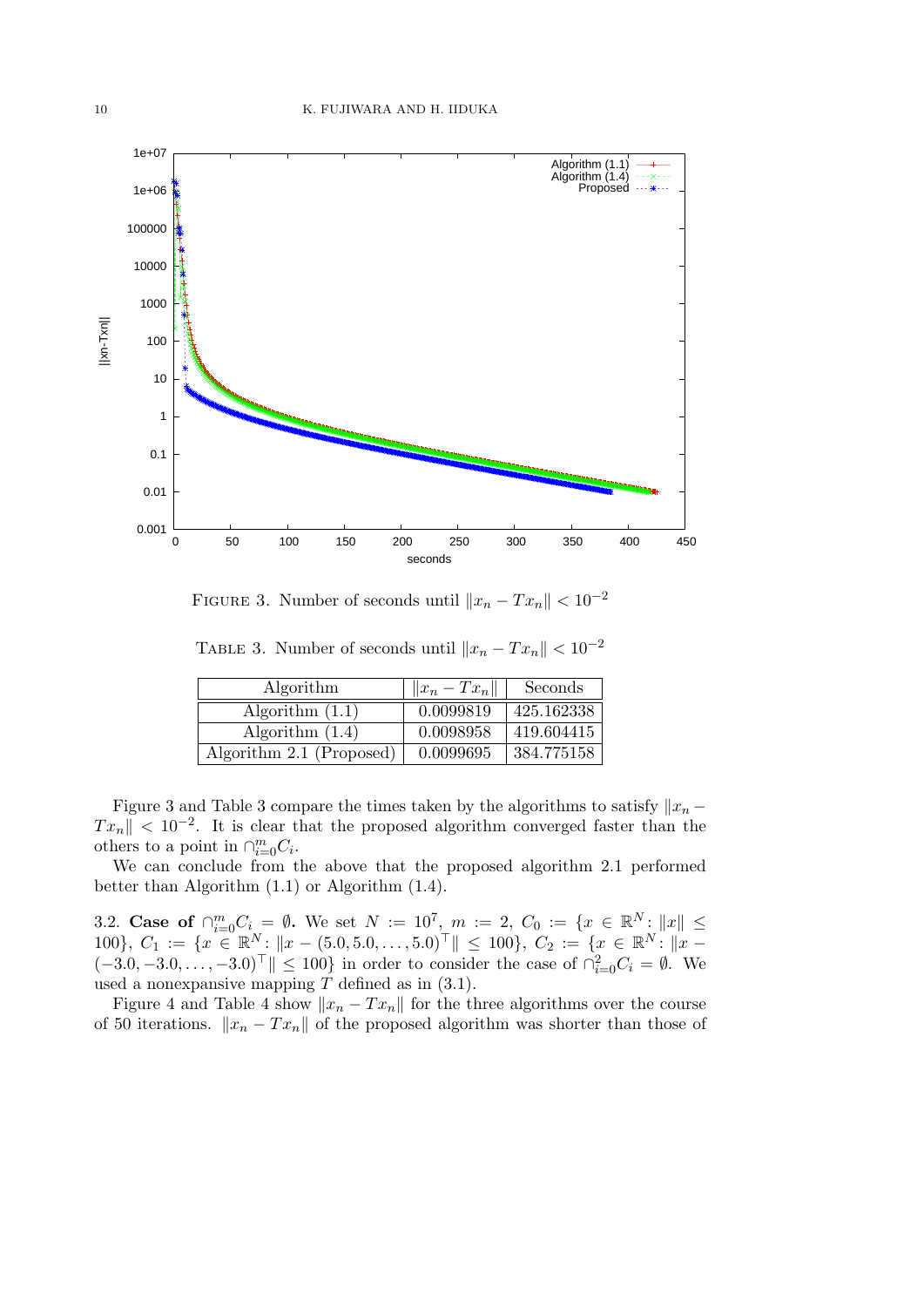FIGURE 3. Number of seconds until $\|x_n - Tx_n\| < 10^{-2}$

TABLE 3. Number of seconds until $\|x_n - Tx_n\| < 10^{-2}$

| Algorithm | $\|x_n - Tx_n\|$ | Seconds |
|---|---|---|
| Algorithm (1.1) | 0.0099819 | 425.162338 |
| Algorithm (1.4) | 0.0098958 | 419.604415 |
| Algorithm 2.1 (Proposed) | 0.0099695 | 384.775158 |

Figure 3 and Table 3 compare the times taken by the algorithms to satisfy $\|x_n - Tx_n\| < 10^{-2}$. It is clear that the proposed algorithm converged faster than the others to a point in $\cap_{i=0}^m C_i$.

We can conclude from the above that the proposed algorithm 2.1 performed better than Algorithm (1.1) or Algorithm (1.4).

3.2. **Case of** $\cap_{i=0}^m C_i = \emptyset$**.** We set $N := 10^7$, $m := 2$, $C_0 := \{x \in \mathbb{R}^N : \|x\| \leq 100\}$, $C_1 := \{x \in \mathbb{R}^N : \|x - (5.0, 5.0, \ldots, 5.0)^\top\| \leq 100\}$, $C_2 := \{x \in \mathbb{R}^N : \|x - (-3.0, -3.0, \ldots, -3.0)^\top\| \leq 100\}$ in order to consider the case of $\cap_{i=0}^2 C_i = \emptyset$. We used a nonexpansive mapping $T$ defined as in (3.1).

Figure 4 and Table 4 show $\|x_n - Tx_n\|$ for the three algorithms over the course of 50 iterations. $\|x_n - Tx_n\|$ of the proposed algorithm was shorter than those of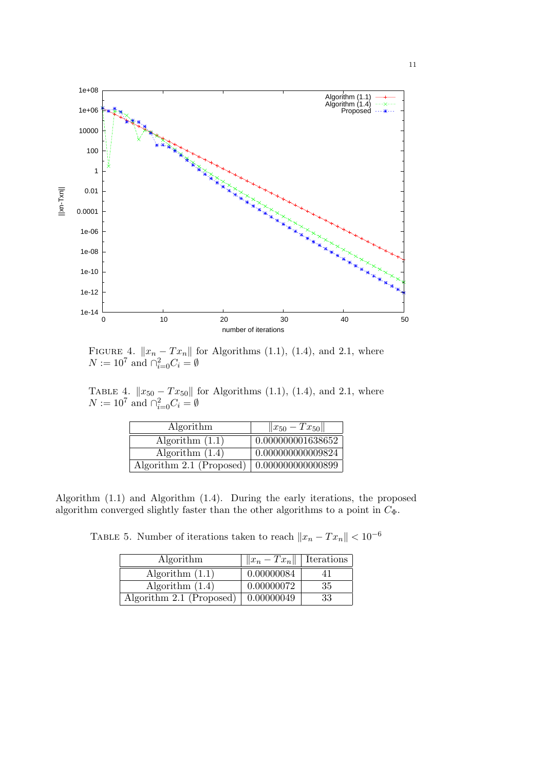FIGURE 4. $\|x_n - Tx_n\|$ for Algorithms (1.1), (1.4), and 2.1, where $N := 10^7$ and $\cap_{i=0}^2 C_i = \emptyset$

TABLE 4. $\|x_{50} - Tx_{50}\|$ for Algorithms (1.1), (1.4), and 2.1, where $N := 10^7$ and $\cap_{i=0}^2 C_i = \emptyset$

| Algorithm | $\|x_{50} - Tx_{50}\|$ |
|---|---|
| Algorithm (1.1) | 0.000000001638652 |
| Algorithm (1.4) | 0.000000000009824 |
| Algorithm 2.1 (Proposed) | 0.000000000000899 |

Algorithm (1.1) and Algorithm (1.4). During the early iterations, the proposed algorithm converged slightly faster than the other algorithms to a point in $C_\Phi$.

TABLE 5. Number of iterations taken to reach $\|x_n - Tx_n\| < 10^{-6}$

| Algorithm | $\|x_n - Tx_n\|$ | Iterations |
|---|---|---|
| Algorithm (1.1) | 0.00000084 | 41 |
| Algorithm (1.4) | 0.00000072 | 35 |
| Algorithm 2.1 (Proposed) | 0.00000049 | 33 |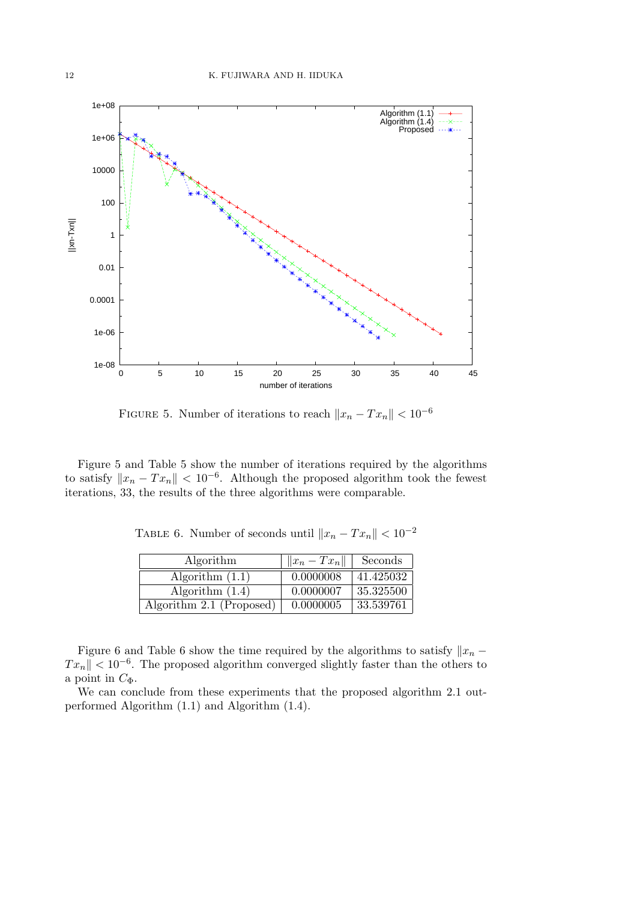FIGURE 5. Number of iterations to reach $\|x_n - Tx_n\| < 10^{-6}$

Figure 5 and Table 5 show the number of iterations required by the algorithms to satisfy $\|x_n - Tx_n\| < 10^{-6}$. Although the proposed algorithm took the fewest iterations, 33, the results of the three algorithms were comparable.

TABLE 6. Number of seconds until $\|x_n - Tx_n\| < 10^{-2}$

| Algorithm | $\|x_n - Tx_n\|$ | Seconds |
|---|---|---|
| Algorithm (1.1) | 0.0000008 | 41.425032 |
| Algorithm (1.4) | 0.0000007 | 35.325500 |
| Algorithm 2.1 (Proposed) | 0.0000005 | 33.539761 |

Figure 6 and Table 6 show the time required by the algorithms to satisfy $\|x_n - Tx_n\| < 10^{-6}$. The proposed algorithm converged slightly faster than the others to a point in $C_\Phi$.

We can conclude from these experiments that the proposed algorithm 2.1 outperformed Algorithm (1.1) and Algorithm (1.4).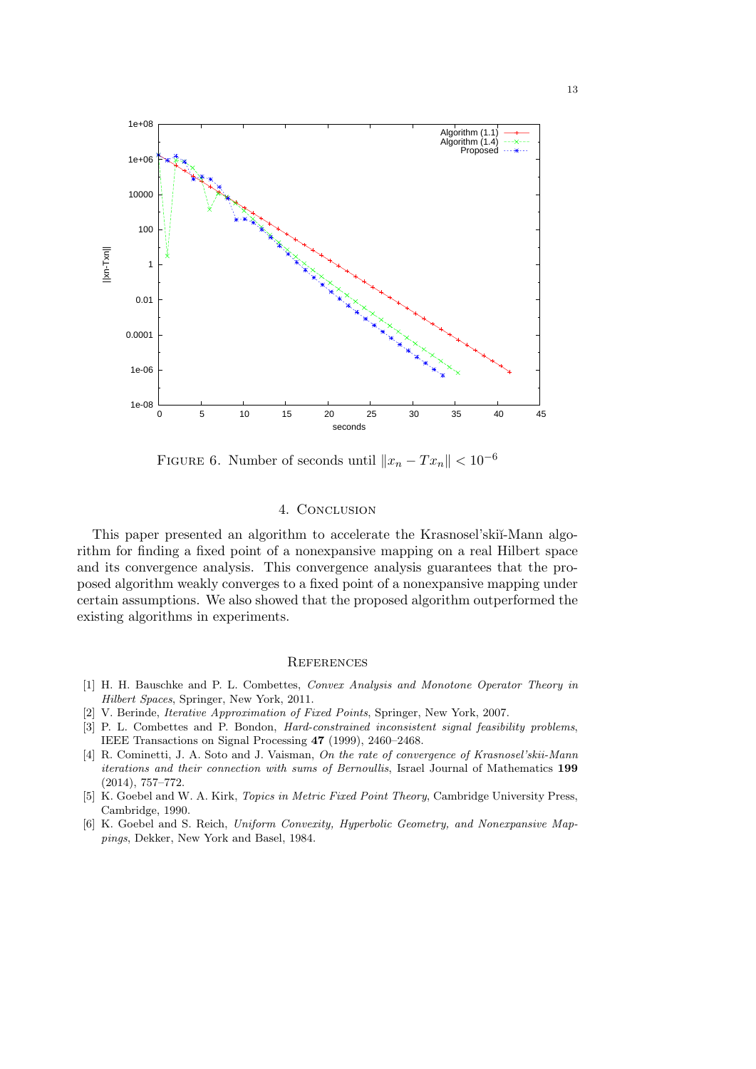Figure 6. Number of seconds until $\|x_n - Tx_n\| < 10^{-6}$

## 4. Conclusion

This paper presented an algorithm to accelerate the Krasnosel'skiĭ-Mann algorithm for finding a fixed point of a nonexpansive mapping on a real Hilbert space and its convergence analysis. This convergence analysis guarantees that the proposed algorithm weakly converges to a fixed point of a nonexpansive mapping under certain assumptions. We also showed that the proposed algorithm outperformed the existing algorithms in experiments.

## References

[1] H. H. Bauschke and P. L. Combettes, *Convex Analysis and Monotone Operator Theory in Hilbert Spaces*, Springer, New York, 2011.

[2] V. Berinde, *Iterative Approximation of Fixed Points*, Springer, New York, 2007.

[3] P. L. Combettes and P. Bondon, *Hard-constrained inconsistent signal feasibility problems*, IEEE Transactions on Signal Processing **47** (1999), 2460–2468.

[4] R. Cominetti, J. A. Soto and J. Vaisman, *On the rate of convergence of Krasnosel'skii-Mann iterations and their connection with sums of Bernoullis*, Israel Journal of Mathematics **199** (2014), 757–772.

[5] K. Goebel and W. A. Kirk, *Topics in Metric Fixed Point Theory*, Cambridge University Press, Cambridge, 1990.

[6] K. Goebel and S. Reich, *Uniform Convexity, Hyperbolic Geometry, and Nonexpansive Mappings*, Dekker, New York and Basel, 1984.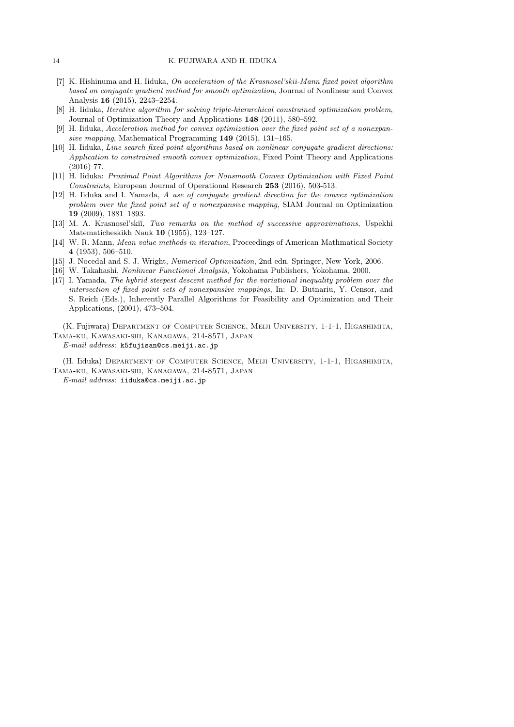[7] K. Hishinuma and H. Iiduka, *On acceleration of the Krasnosel'skii-Mann fixed point algorithm based on conjugate gradient method for smooth optimization*, Journal of Nonlinear and Convex Analysis **16** (2015), 2243–2254.

[8] H. Iiduka, *Iterative algorithm for solving triple-hierarchical constrained optimization problem*, Journal of Optimization Theory and Applications **148** (2011), 580–592.

[9] H. Iiduka, *Acceleration method for convex optimization over the fixed point set of a nonexpansive mapping*, Mathematical Programming **149** (2015), 131–165.

[10] H. Iiduka, *Line search fixed point algorithms based on nonlinear conjugate gradient directions: Application to constrained smooth convex optimization*, Fixed Point Theory and Applications (2016) 77.

[11] H. Iiduka: *Proximal Point Algorithms for Nonsmooth Convex Optimization with Fixed Point Constraints*, European Journal of Operational Research **253** (2016), 503-513.

[12] H. Iiduka and I. Yamada, *A use of conjugate gradient direction for the convex optimization problem over the fixed point set of a nonexpansive mapping*, SIAM Journal on Optimization **19** (2009), 1881–1893.

[13] M. A. Krasnosel'skiĭ, *Two remarks on the method of successive approximations*, Uspekhi Matematicheskikh Nauk **10** (1955), 123–127.

[14] W. R. Mann, *Mean value methods in iteration*, Proceedings of American Mathmatical Society **4** (1953), 506–510.

[15] J. Nocedal and S. J. Wright, *Numerical Optimization*, 2nd edn. Springer, New York, 2006.

[16] W. Takahashi, *Nonlinear Functional Analysis*, Yokohama Publishers, Yokohama, 2000.

[17] I. Yamada, *The hybrid steepest descent method for the variational inequality problem over the intersection of fixed point sets of nonexpansive mappings*, In: D. Butnariu, Y. Censor, and S. Reich (Eds.), Inherently Parallel Algorithms for Feasibility and Optimization and Their Applications, (2001), 473–504.

(K. Fujiwara) Department of Computer Science, Meiji University, 1-1-1, Higashimita, Tama-ku, Kawasaki-shi, Kanagawa, 214-8571, Japan

*E-mail address*: `k5fujisan@cs.meiji.ac.jp`

(H. Iiduka) Department of Computer Science, Meiji University, 1-1-1, Higashimita, Tama-ku, Kawasaki-shi, Kanagawa, 214-8571, Japan

*E-mail address*: `iiduka@cs.meiji.ac.jp`